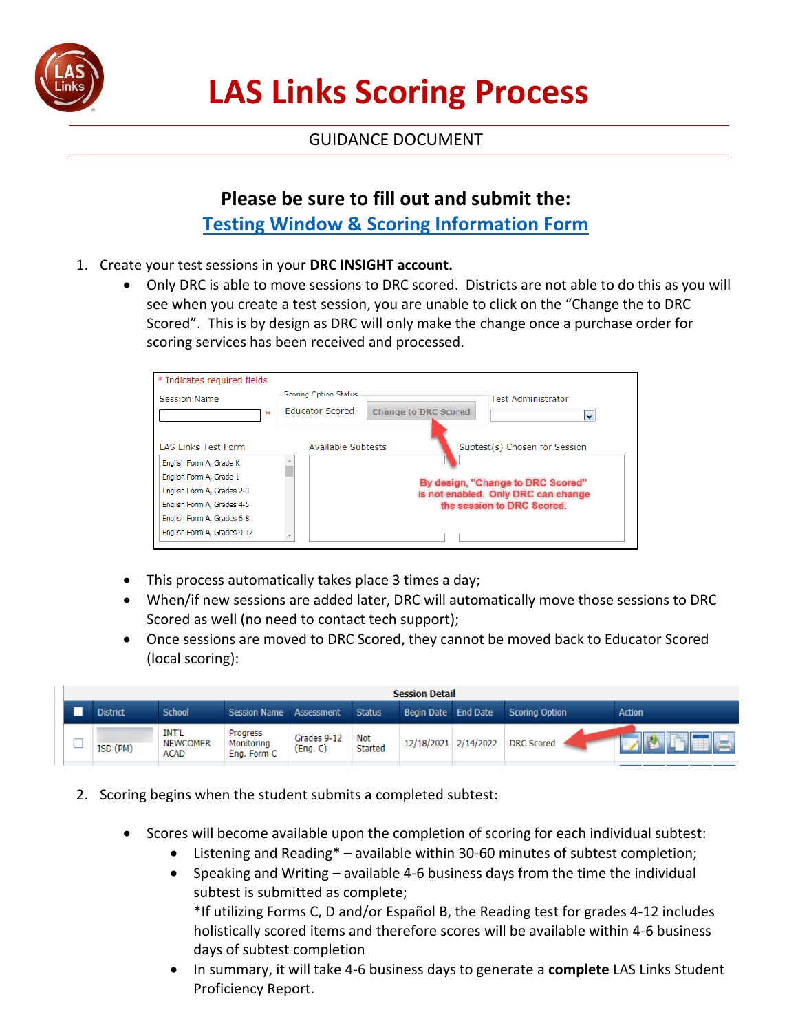# LAS Links Scoring Process

GUIDANCE DOCUMENT

**Please be sure to fill out and submit the:**
**Testing Window & Scoring Information Form**

1. Create your test sessions in your **DRC INSIGHT account.**
   - Only DRC is able to move sessions to DRC scored. Districts are not able to do this as you will see when you create a test session, you are unable to click on the "Change the to DRC Scored". This is by design as DRC will only make the change once a purchase order for scoring services has been received and processed.

   - This process automatically takes place 3 times a day;
   - When/if new sessions are added later, DRC will automatically move those sessions to DRC Scored as well (no need to contact tech support);
   - Once sessions are moved to DRC Scored, they cannot be moved back to Educator Scored (local scoring):

2. Scoring begins when the student submits a completed subtest:

   - Scores will become available upon the completion of scoring for each individual subtest:
     - Listening and Reading* – available within 30-60 minutes of subtest completion;
     - Speaking and Writing – available 4-6 business days from the time the individual subtest is submitted as complete;
       *If utilizing Forms C, D and/or Español B, the Reading test for grades 4-12 includes holistically scored items and therefore scores will be available within 4-6 business days of subtest completion
     - In summary, it will take 4-6 business days to generate a **complete** LAS Links Student Proficiency Report.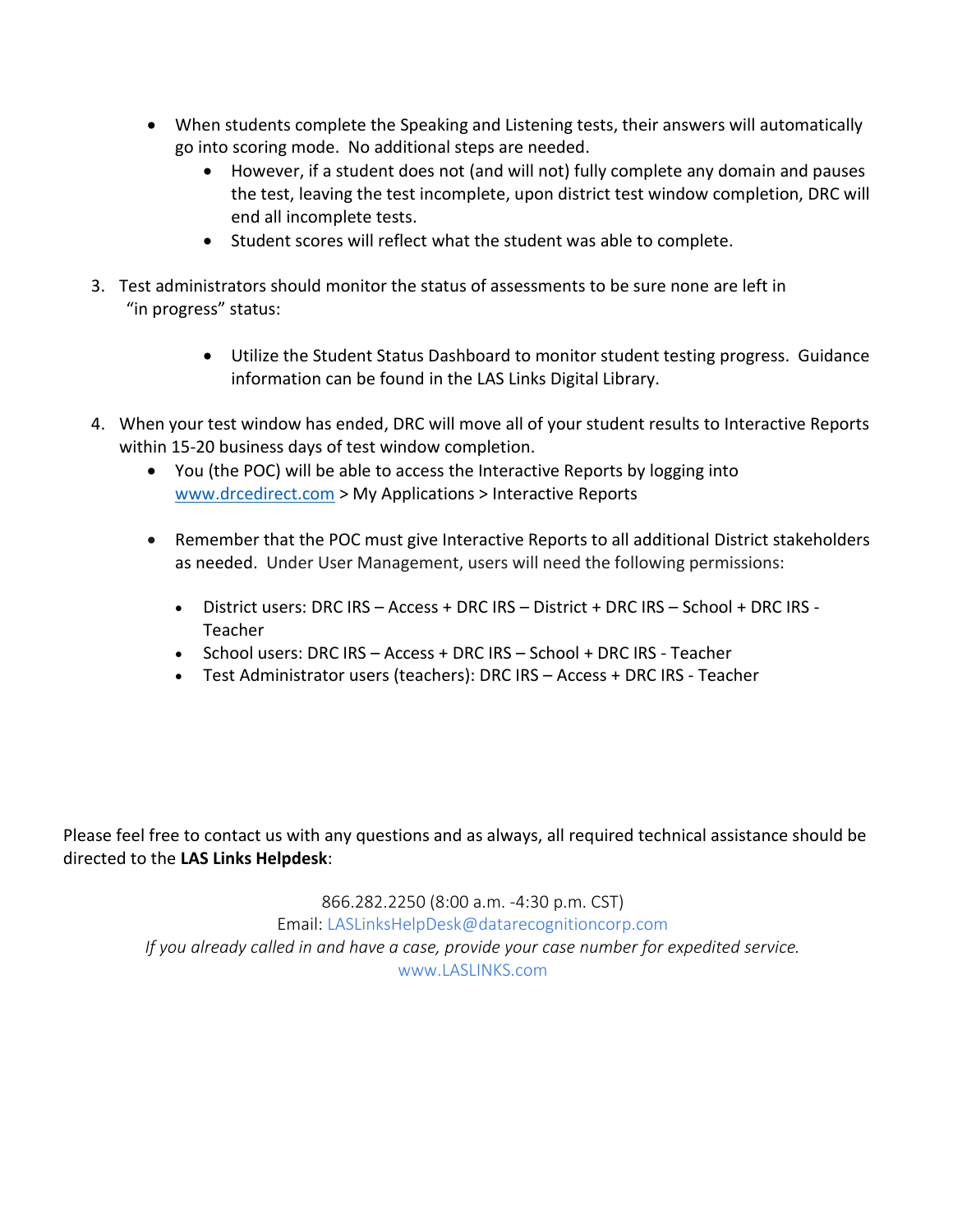- When students complete the Speaking and Listening tests, their answers will automatically go into scoring mode. No additional steps are needed.
  - However, if a student does not (and will not) fully complete any domain and pauses the test, leaving the test incomplete, upon district test window completion, DRC will end all incomplete tests.
  - Student scores will reflect what the student was able to complete.

3. Test administrators should monitor the status of assessments to be sure none are left in "in progress" status:

    - Utilize the Student Status Dashboard to monitor student testing progress. Guidance information can be found in the LAS Links Digital Library.

4. When your test window has ended, DRC will move all of your student results to Interactive Reports within 15-20 business days of test window completion.
    - You (the POC) will be able to access the Interactive Reports by logging into [www.drcedirect.com](http://www.drcedirect.com) > My Applications > Interactive Reports

    - Remember that the POC must give Interactive Reports to all additional District stakeholders as needed. Under User Management, users will need the following permissions:

        - District users: DRC IRS – Access + DRC IRS – District + DRC IRS – School + DRC IRS - Teacher
        - School users: DRC IRS – Access + DRC IRS – School + DRC IRS - Teacher
        - Test Administrator users (teachers): DRC IRS – Access + DRC IRS - Teacher

Please feel free to contact us with any questions and as always, all required technical assistance should be directed to the **LAS Links Helpdesk**:

866.282.2250 (8:00 a.m. -4:30 p.m. CST)
Email: LASLinksHelpDesk@datarecognitioncorp.com
*If you already called in and have a case, provide your case number for expedited service.*
www.LASLINKS.com